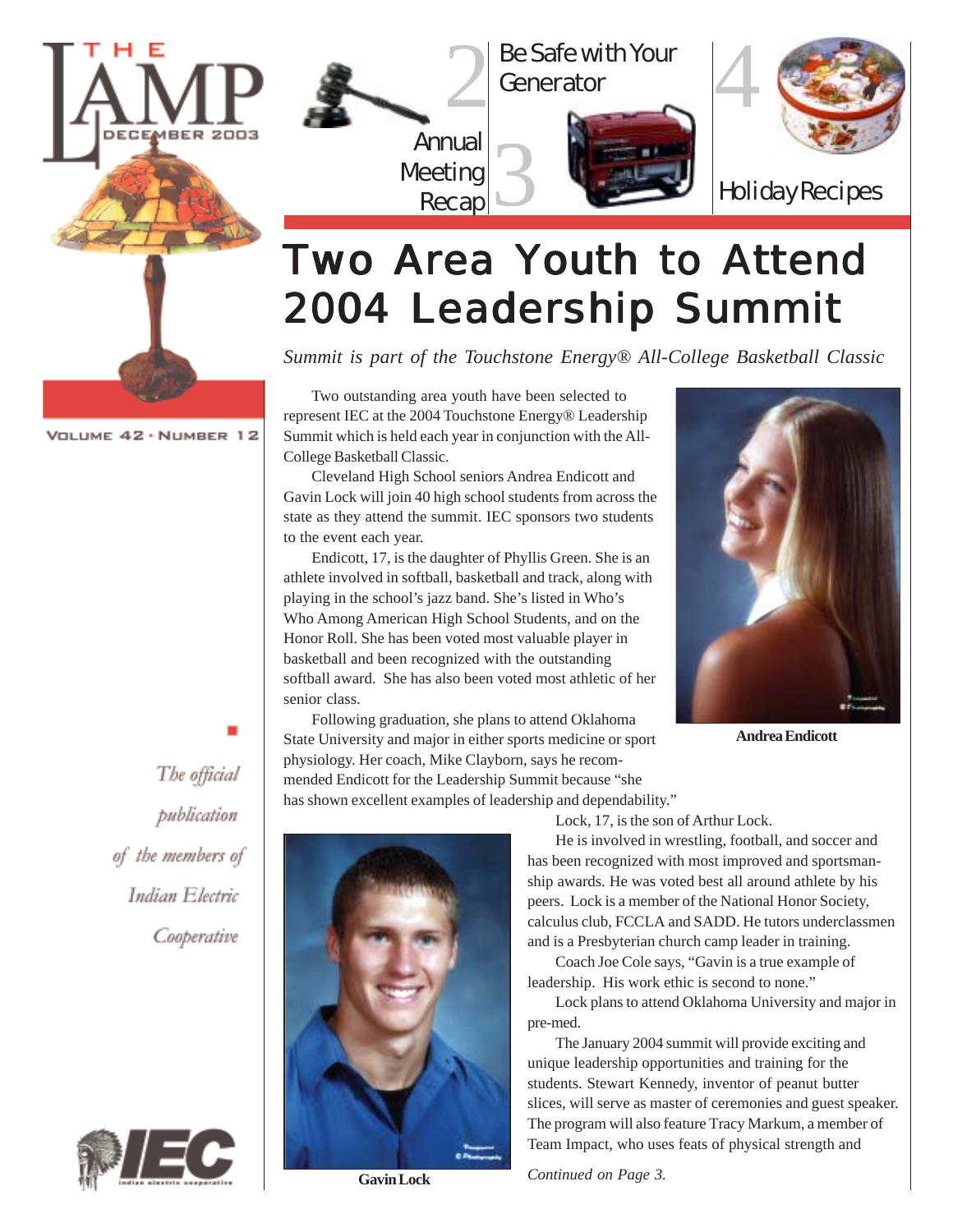# THE LAMP

DECEMBER 2003

VOLUME 42 · NUMBER 12

2 Be Safe with Your Generator

3 Annual Meeting Recap

4 Holiday Recipes

# Two Area Youth to Attend 2004 Leadership Summit

*Summit is part of the Touchstone Energy® All-College Basketball Classic*

Two outstanding area youth have been selected to represent IEC at the 2004 Touchstone Energy® Leadership Summit which is held each year in conjunction with the All-College Basketball Classic.

Cleveland High School seniors Andrea Endicott and Gavin Lock will join 40 high school students from across the state as they attend the summit. IEC sponsors two students to the event each year.

Endicott, 17, is the daughter of Phyllis Green. She is an athlete involved in softball, basketball and track, along with playing in the school's jazz band. She's listed in Who's Who Among American High School Students, and on the Honor Roll. She has been voted most valuable player in basketball and been recognized with the outstanding softball award. She has also been voted most athletic of her senior class.

Following graduation, she plans to attend Oklahoma State University and major in either sports medicine or sport physiology. Her coach, Mike Clayborn, says he recommended Endicott for the Leadership Summit because "she has shown excellent examples of leadership and dependability."

**Andrea Endicott**

Lock, 17, is the son of Arthur Lock.

He is involved in wrestling, football, and soccer and has been recognized with most improved and sportsmanship awards. He was voted best all around athlete by his peers. Lock is a member of the National Honor Society, calculus club, FCCLA and SADD. He tutors underclassmen and is a Presbyterian church camp leader in training.

Coach Joe Cole says, "Gavin is a true example of leadership. His work ethic is second to none."

Lock plans to attend Oklahoma University and major in pre-med.

The January 2004 summit will provide exciting and unique leadership opportunities and training for the students. Stewart Kennedy, inventor of peanut butter slices, will serve as master of ceremonies and guest speaker. The program will also feature Tracy Markum, a member of Team Impact, who uses feats of physical strength and

*Continued on Page 3.*

**Gavin Lock**

*The official publication of the members of Indian Electric Cooperative*

IEC
indian electric cooperative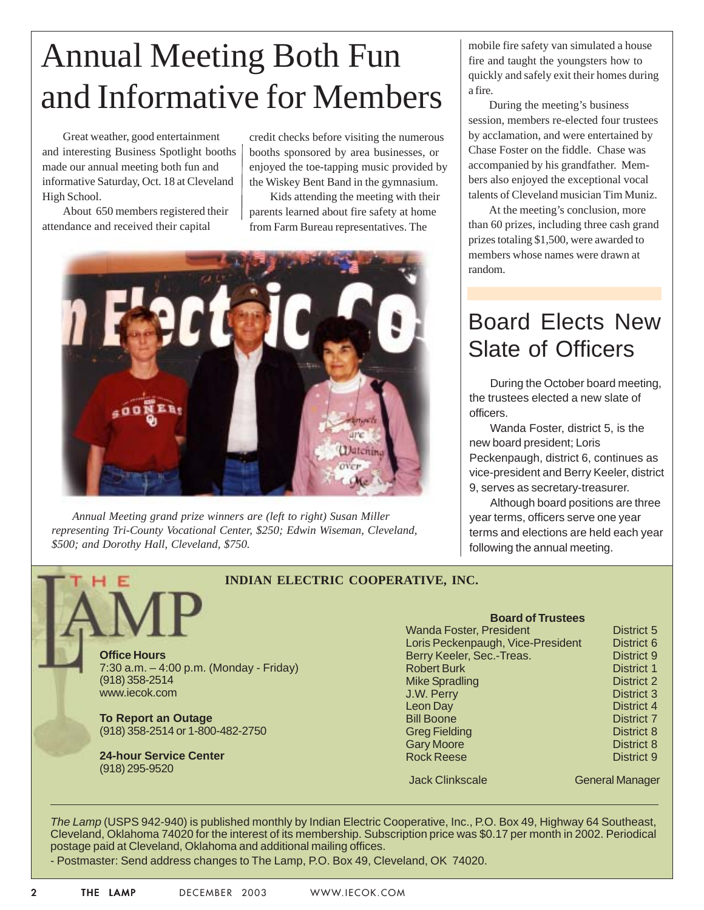# Annual Meeting Both Fun and Informative for Members

Great weather, good entertainment and interesting Business Spotlight booths made our annual meeting both fun and informative Saturday, Oct. 18 at Cleveland High School.

About 650 members registered their attendance and received their capital credit checks before visiting the numerous booths sponsored by area businesses, or enjoyed the toe-tapping music provided by the Wiskey Bent Band in the gymnasium.

Kids attending the meeting with their parents learned about fire safety at home from Farm Bureau representatives. The mobile fire safety van simulated a house fire and taught the youngsters how to quickly and safely exit their homes during a fire.

During the meeting's business session, members re-elected four trustees by acclamation, and were entertained by Chase Foster on the fiddle. Chase was accompanied by his grandfather. Members also enjoyed the exceptional vocal talents of Cleveland musician Tim Muniz.

At the meeting's conclusion, more than 60 prizes, including three cash grand prizes totaling $1,500, were awarded to members whose names were drawn at random.

*Annual Meeting grand prize winners are (left to right) Susan Miller representing Tri-County Vocational Center, $250; Edwin Wiseman, Cleveland, $500; and Dorothy Hall, Cleveland, $750.*

## Board Elects New Slate of Officers

During the October board meeting, the trustees elected a new slate of officers.

Wanda Foster, district 5, is the new board president; Loris Peckenpaugh, district 6, continues as vice-president and Berry Keeler, district 9, serves as secretary-treasurer.

Although board positions are three year terms, officers serve one year terms and elections are held each year following the annual meeting.

---

# THE LAMP

**INDIAN ELECTRIC COOPERATIVE, INC.**

**Office Hours**
7:30 a.m. – 4:00 p.m. (Monday - Friday)
(918) 358-2514
www.iecok.com

**To Report an Outage**
(918) 358-2514 or 1-800-482-2750

**24-hour Service Center**
(918) 295-9520

**Board of Trustees**

| Name | District |
|---|---|
| Wanda Foster, President | District 5 |
| Loris Peckenpaugh, Vice-President | District 6 |
| Berry Keeler, Sec.-Treas. | District 9 |
| Robert Burk | District 1 |
| Mike Spradling | District 2 |
| J.W. Perry | District 3 |
| Leon Day | District 4 |
| Bill Boone | District 7 |
| Greg Fielding | District 8 |
| Gary Moore | District 8 |
| Rock Reese | District 9 |

Jack Clinkscale — General Manager

*The Lamp* (USPS 942-940) is published monthly by Indian Electric Cooperative, Inc., P.O. Box 49, Highway 64 Southeast, Cleveland, Oklahoma 74020 for the interest of its membership. Subscription price was $0.17 per month in 2002. Periodical postage paid at Cleveland, Oklahoma and additional mailing offices.

- Postmaster: Send address changes to The Lamp, P.O. Box 49, Cleveland, OK 74020.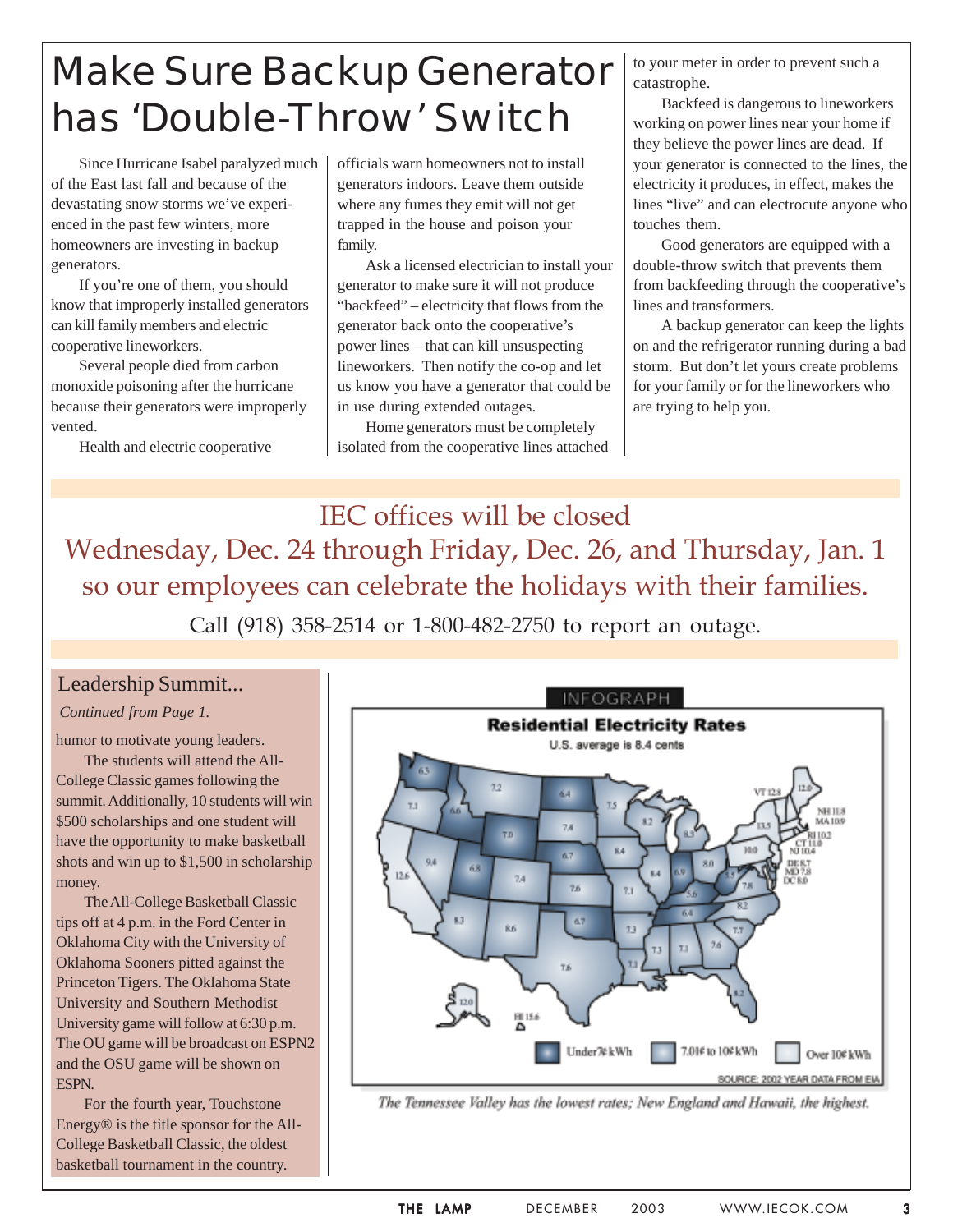# Make Sure Backup Generator has 'Double-Throw' Switch

Since Hurricane Isabel paralyzed much of the East last fall and because of the devastating snow storms we've experienced in the past few winters, more homeowners are investing in backup generators.

If you're one of them, you should know that improperly installed generators can kill family members and electric cooperative lineworkers.

Several people died from carbon monoxide poisoning after the hurricane because their generators were improperly vented.

Health and electric cooperative officials warn homeowners not to install generators indoors. Leave them outside where any fumes they emit will not get trapped in the house and poison your family.

Ask a licensed electrician to install your generator to make sure it will not produce "backfeed" – electricity that flows from the generator back onto the cooperative's power lines – that can kill unsuspecting lineworkers. Then notify the co-op and let us know you have a generator that could be in use during extended outages.

Home generators must be completely isolated from the cooperative lines attached to your meter in order to prevent such a catastrophe.

Backfeed is dangerous to lineworkers working on power lines near your home if they believe the power lines are dead. If your generator is connected to the lines, the electricity it produces, in effect, makes the lines "live" and can electrocute anyone who touches them.

Good generators are equipped with a double-throw switch that prevents them from backfeeding through the cooperative's lines and transformers.

A backup generator can keep the lights on and the refrigerator running during a bad storm. But don't let yours create problems for your family or for the lineworkers who are trying to help you.

---

IEC offices will be closed
Wednesday, Dec. 24 through Friday, Dec. 26, and Thursday, Jan. 1
so our employees can celebrate the holidays with their families.

Call (918) 358-2514 or 1-800-482-2750 to report an outage.

---

## Leadership Summit...

*Continued from Page 1.*

humor to motivate young leaders.

The students will attend the All-College Classic games following the summit. Additionally, 10 students will win $500 scholarships and one student will have the opportunity to make basketball shots and win up to $1,500 in scholarship money.

The All-College Basketball Classic tips off at 4 p.m. in the Ford Center in Oklahoma City with the University of Oklahoma Sooners pitted against the Princeton Tigers. The Oklahoma State University and Southern Methodist University game will follow at 6:30 p.m. The OU game will be broadcast on ESPN2 and the OSU game will be shown on ESPN.

For the fourth year, Touchstone Energy® is the title sponsor for the All-College Basketball Classic, the oldest basketball tournament in the country.

---

INFOGRAPH

**Residential Electricity Rates**

U.S. average is 8.4 cents

Under 7¢ kWh | 7.01¢ to 10¢ kWh | Over 10¢ kWh

SOURCE: 2002 YEAR DATA FROM EIA

*The Tennessee Valley has the lowest rates; New England and Hawaii, the highest.*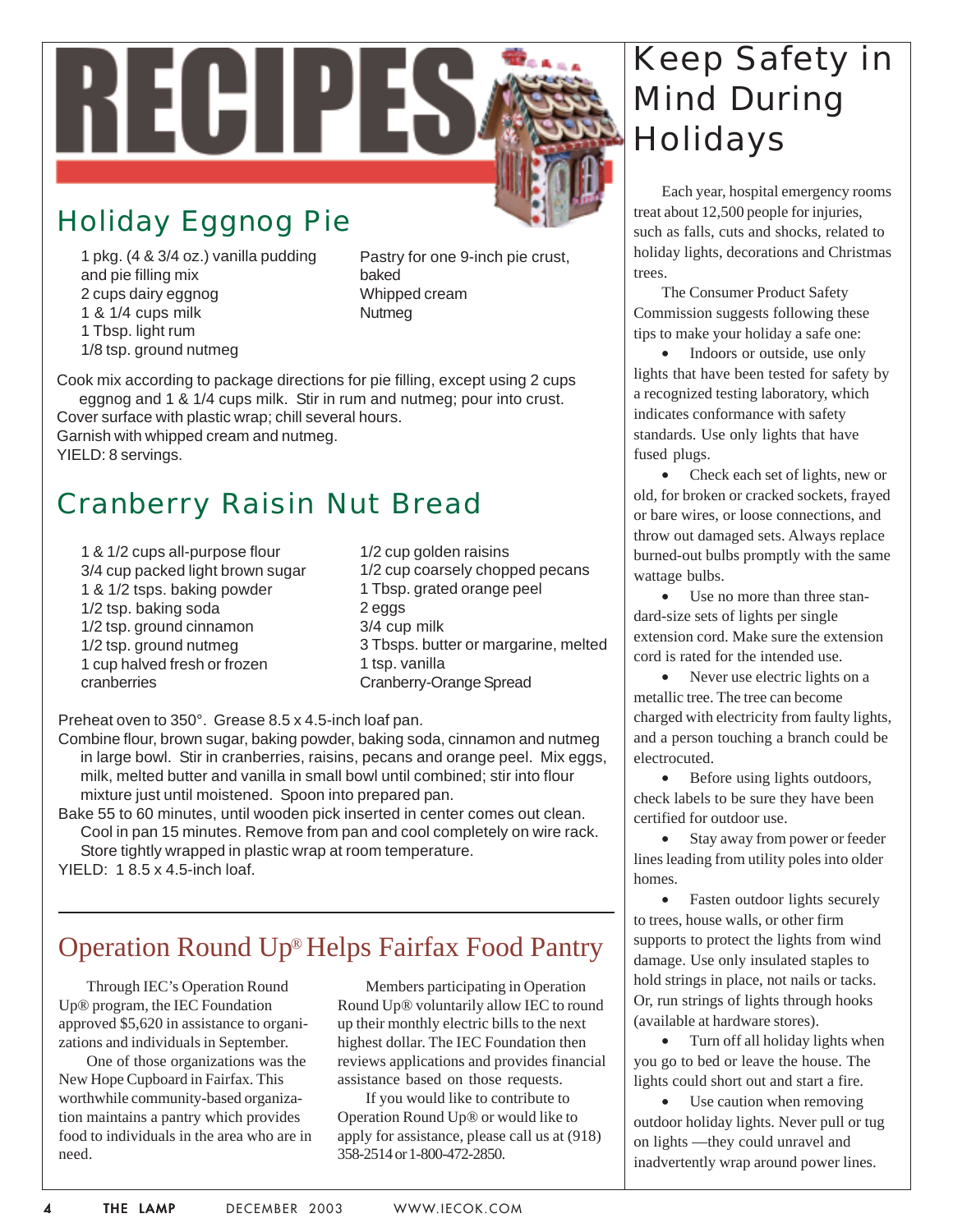# RECIPES

## Holiday Eggnog Pie

1 pkg. (4 & 3/4 oz.) vanilla pudding and pie filling mix
2 cups dairy eggnog
1 & 1/4 cups milk
1 Tbsp. light rum
1/8 tsp. ground nutmeg
Pastry for one 9-inch pie crust, baked
Whipped cream
Nutmeg

Cook mix according to package directions for pie filling, except using 2 cups eggnog and 1 & 1/4 cups milk. Stir in rum and nutmeg; pour into crust.
Cover surface with plastic wrap; chill several hours.
Garnish with whipped cream and nutmeg.
YIELD: 8 servings.

## Cranberry Raisin Nut Bread

1 & 1/2 cups all-purpose flour
3/4 cup packed light brown sugar
1 & 1/2 tsps. baking powder
1/2 tsp. baking soda
1/2 tsp. ground cinnamon
1/2 tsp. ground nutmeg
1 cup halved fresh or frozen cranberries
1/2 cup golden raisins
1/2 cup coarsely chopped pecans
1 Tbsp. grated orange peel
2 eggs
3/4 cup milk
3 Tbsps. butter or margarine, melted
1 tsp. vanilla
Cranberry-Orange Spread

Preheat oven to 350°. Grease 8.5 x 4.5-inch loaf pan.
Combine flour, brown sugar, baking powder, baking soda, cinnamon and nutmeg in large bowl. Stir in cranberries, raisins, pecans and orange peel. Mix eggs, milk, melted butter and vanilla in small bowl until combined; stir into flour mixture just until moistened. Spoon into prepared pan.
Bake 55 to 60 minutes, until wooden pick inserted in center comes out clean. Cool in pan 15 minutes. Remove from pan and cool completely on wire rack. Store tightly wrapped in plastic wrap at room temperature.
YIELD: 1 8.5 x 4.5-inch loaf.

## Operation Round Up® Helps Fairfax Food Pantry

Through IEC's Operation Round Up® program, the IEC Foundation approved $5,620 in assistance to organizations and individuals in September.

One of those organizations was the New Hope Cupboard in Fairfax. This worthwhile community-based organization maintains a pantry which provides food to individuals in the area who are in need.

Members participating in Operation Round Up® voluntarily allow IEC to round up their monthly electric bills to the next highest dollar. The IEC Foundation then reviews applications and provides financial assistance based on those requests.

If you would like to contribute to Operation Round Up® or would like to apply for assistance, please call us at (918) 358-2514 or 1-800-472-2850.

## Keep Safety in Mind During Holidays

Each year, hospital emergency rooms treat about 12,500 people for injuries, such as falls, cuts and shocks, related to holiday lights, decorations and Christmas trees.

The Consumer Product Safety Commission suggests following these tips to make your holiday a safe one:

- Indoors or outside, use only lights that have been tested for safety by a recognized testing laboratory, which indicates conformance with safety standards. Use only lights that have fused plugs.
- Check each set of lights, new or old, for broken or cracked sockets, frayed or bare wires, or loose connections, and throw out damaged sets. Always replace burned-out bulbs promptly with the same wattage bulbs.
- Use no more than three standard-size sets of lights per single extension cord. Make sure the extension cord is rated for the intended use.
- Never use electric lights on a metallic tree. The tree can become charged with electricity from faulty lights, and a person touching a branch could be electrocuted.
- Before using lights outdoors, check labels to be sure they have been certified for outdoor use.
- Stay away from power or feeder lines leading from utility poles into older homes.
- Fasten outdoor lights securely to trees, house walls, or other firm supports to protect the lights from wind damage. Use only insulated staples to hold strings in place, not nails or tacks. Or, run strings of lights through hooks (available at hardware stores).
- Turn off all holiday lights when you go to bed or leave the house. The lights could short out and start a fire.
- Use caution when removing outdoor holiday lights. Never pull or tug on lights —they could unravel and inadvertently wrap around power lines.